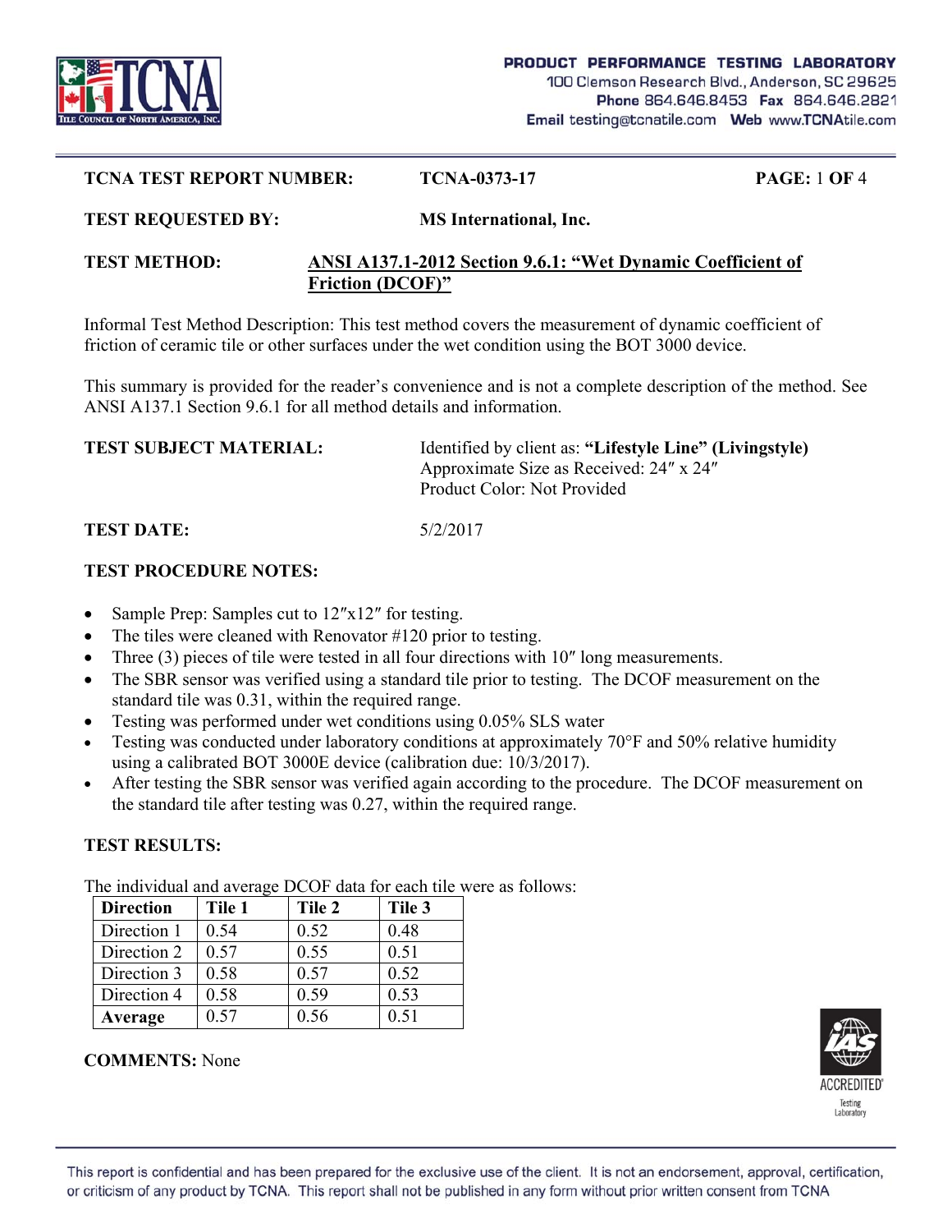**PRODUCT PERFORMANCE TESTING LABORATORY**
100 Clemson Research Blvd., Anderson, SC 29625
**Phone** 864.646.8453 **Fax** 864.646.2821
**Email** testing@tcnatile.com **Web** www.TCNAtile.com

**TCNA TEST REPORT NUMBER:** **TCNA-0373-17**

**TEST REQUESTED BY:** **MS International, Inc.**

**TEST METHOD:** **ANSI A137.1-2012 Section 9.6.1: "Wet Dynamic Coefficient of Friction (DCOF)"**

Informal Test Method Description: This test method covers the measurement of dynamic coefficient of friction of ceramic tile or other surfaces under the wet condition using the BOT 3000 device.

This summary is provided for the reader's convenience and is not a complete description of the method. See ANSI A137.1 Section 9.6.1 for all method details and information.

**TEST SUBJECT MATERIAL:** Identified by client as: **"Lifestyle Line" (Livingstyle)**
Approximate Size as Received: 24″ x 24″
Product Color: Not Provided

**TEST DATE:** 5/2/2017

**TEST PROCEDURE NOTES:**

- Sample Prep: Samples cut to 12″x12″ for testing.
- The tiles were cleaned with Renovator #120 prior to testing.
- Three (3) pieces of tile were tested in all four directions with 10″ long measurements.
- The SBR sensor was verified using a standard tile prior to testing. The DCOF measurement on the standard tile was 0.31, within the required range.
- Testing was performed under wet conditions using 0.05% SLS water
- Testing was conducted under laboratory conditions at approximately 70°F and 50% relative humidity using a calibrated BOT 3000E device (calibration due: 10/3/2017).
- After testing the SBR sensor was verified again according to the procedure. The DCOF measurement on the standard tile after testing was 0.27, within the required range.

**TEST RESULTS:**

The individual and average DCOF data for each tile were as follows:

| **Direction** | **Tile 1** | **Tile 2** | **Tile 3** |
|---|---|---|---|
| Direction 1 | 0.54 | 0.52 | 0.48 |
| Direction 2 | 0.57 | 0.55 | 0.51 |
| Direction 3 | 0.58 | 0.57 | 0.52 |
| Direction 4 | 0.58 | 0.59 | 0.53 |
| **Average** | 0.57 | 0.56 | 0.51 |

**COMMENTS:** None

This report is confidential and has been prepared for the exclusive use of the client. It is not an endorsement, approval, certification, or criticism of any product by TCNA. This report shall not be published in any form without prior written consent from TCNA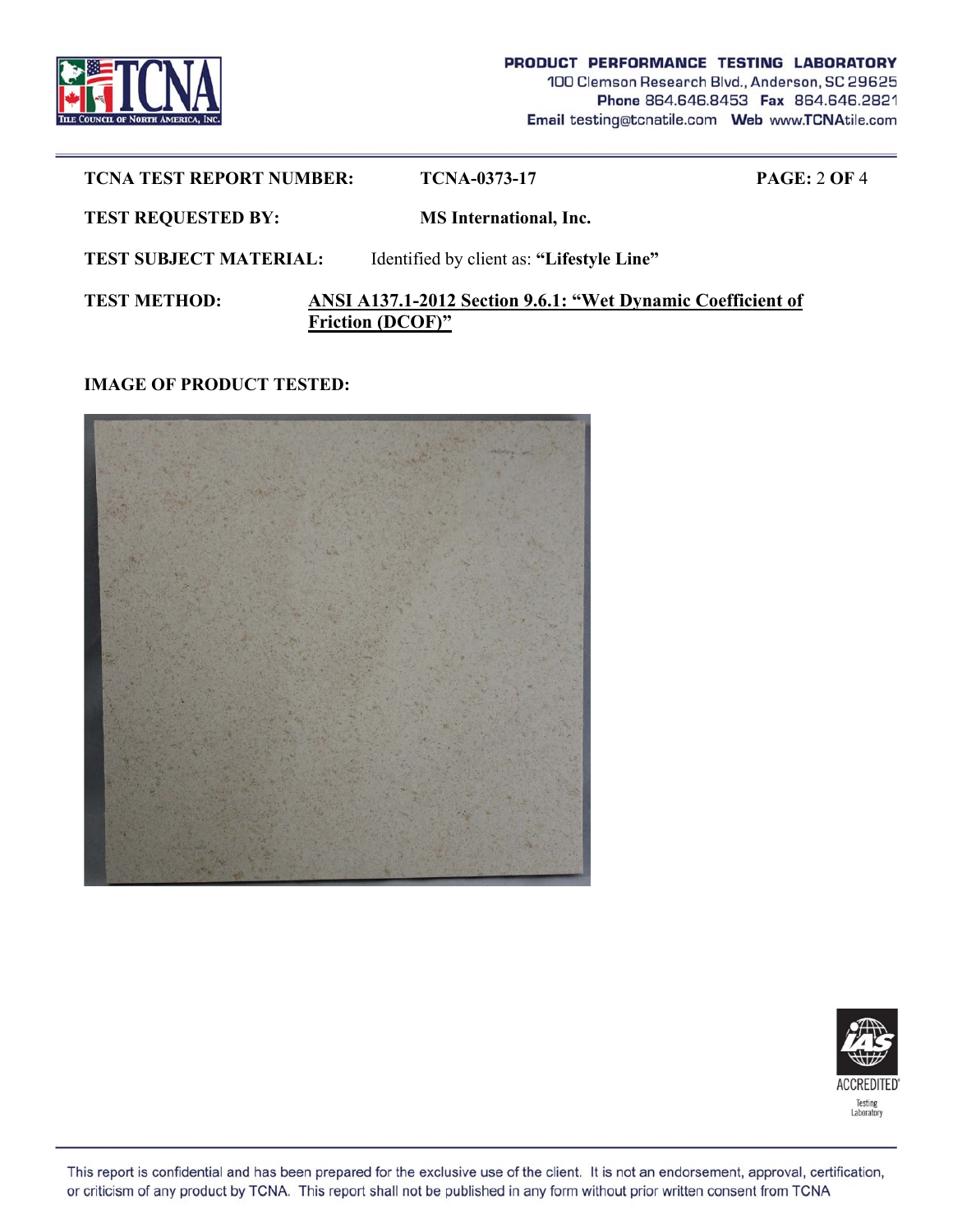**TCNA TEST REPORT NUMBER:** TCNA-0373-17

**TEST REQUESTED BY:** MS International, Inc.

**TEST SUBJECT MATERIAL:** Identified by client as: **"Lifestyle Line"**

**TEST METHOD:** **ANSI A137.1-2012 Section 9.6.1: "Wet Dynamic Coefficient of Friction (DCOF)"**

**IMAGE OF PRODUCT TESTED:**

This report is confidential and has been prepared for the exclusive use of the client. It is not an endorsement, approval, certification, or criticism of any product by TCNA. This report shall not be published in any form without prior written consent from TCNA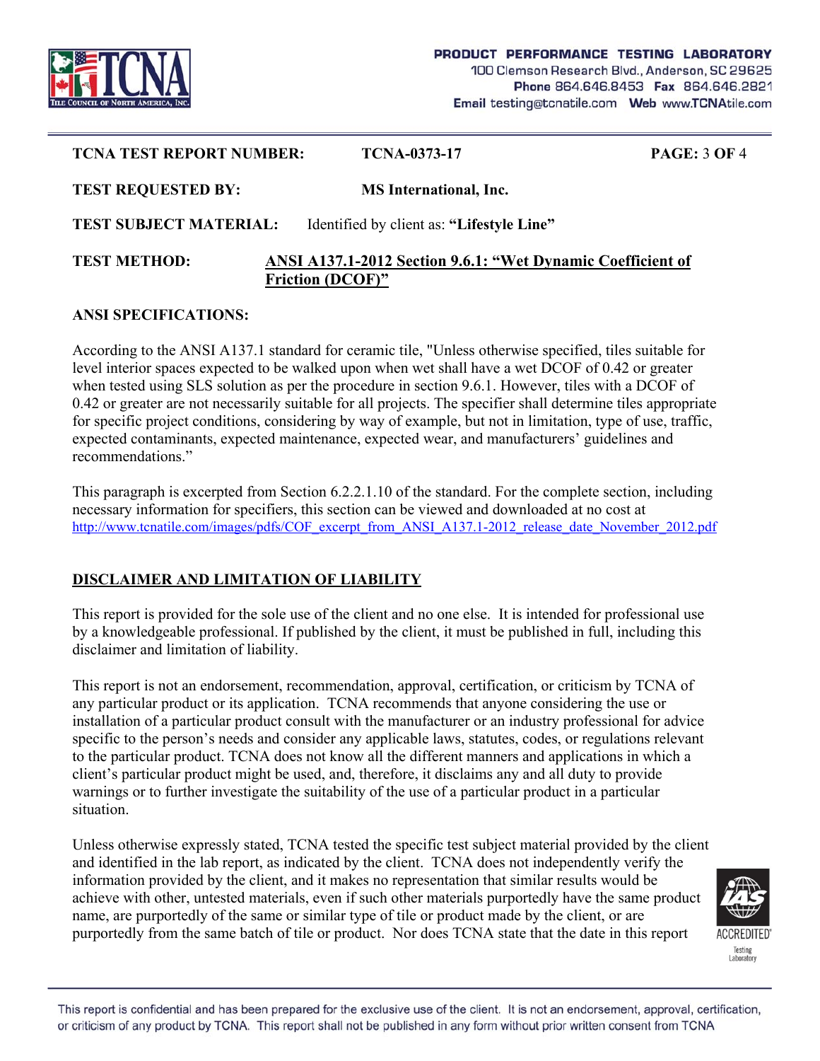**TCNA TEST REPORT NUMBER:** **TCNA-0373-17**

**TEST REQUESTED BY:** **MS International, Inc.**

**TEST SUBJECT MATERIAL:** Identified by client as: **"Lifestyle Line"**

**TEST METHOD:** **ANSI A137.1-2012 Section 9.6.1: "Wet Dynamic Coefficient of Friction (DCOF)"**

**ANSI SPECIFICATIONS:**

According to the ANSI A137.1 standard for ceramic tile, "Unless otherwise specified, tiles suitable for level interior spaces expected to be walked upon when wet shall have a wet DCOF of 0.42 or greater when tested using SLS solution as per the procedure in section 9.6.1. However, tiles with a DCOF of 0.42 or greater are not necessarily suitable for all projects. The specifier shall determine tiles appropriate for specific project conditions, considering by way of example, but not in limitation, type of use, traffic, expected contaminants, expected maintenance, expected wear, and manufacturers' guidelines and recommendations."

This paragraph is excerpted from Section 6.2.2.1.10 of the standard. For the complete section, including necessary information for specifiers, this section can be viewed and downloaded at no cost at http://www.tcnatile.com/images/pdfs/COF_excerpt_from_ANSI_A137.1-2012_release_date_November_2012.pdf

## DISCLAIMER AND LIMITATION OF LIABILITY

This report is provided for the sole use of the client and no one else. It is intended for professional use by a knowledgeable professional. If published by the client, it must be published in full, including this disclaimer and limitation of liability.

This report is not an endorsement, recommendation, approval, certification, or criticism by TCNA of any particular product or its application. TCNA recommends that anyone considering the use or installation of a particular product consult with the manufacturer or an industry professional for advice specific to the person's needs and consider any applicable laws, statutes, codes, or regulations relevant to the particular product. TCNA does not know all the different manners and applications in which a client's particular product might be used, and, therefore, it disclaims any and all duty to provide warnings or to further investigate the suitability of the use of a particular product in a particular situation.

Unless otherwise expressly stated, TCNA tested the specific test subject material provided by the client and identified in the lab report, as indicated by the client. TCNA does not independently verify the information provided by the client, and it makes no representation that similar results would be achieve with other, untested materials, even if such other materials purportedly have the same product name, are purportedly of the same or similar type of tile or product made by the client, or are purportedly from the same batch of tile or product. Nor does TCNA state that the date in this report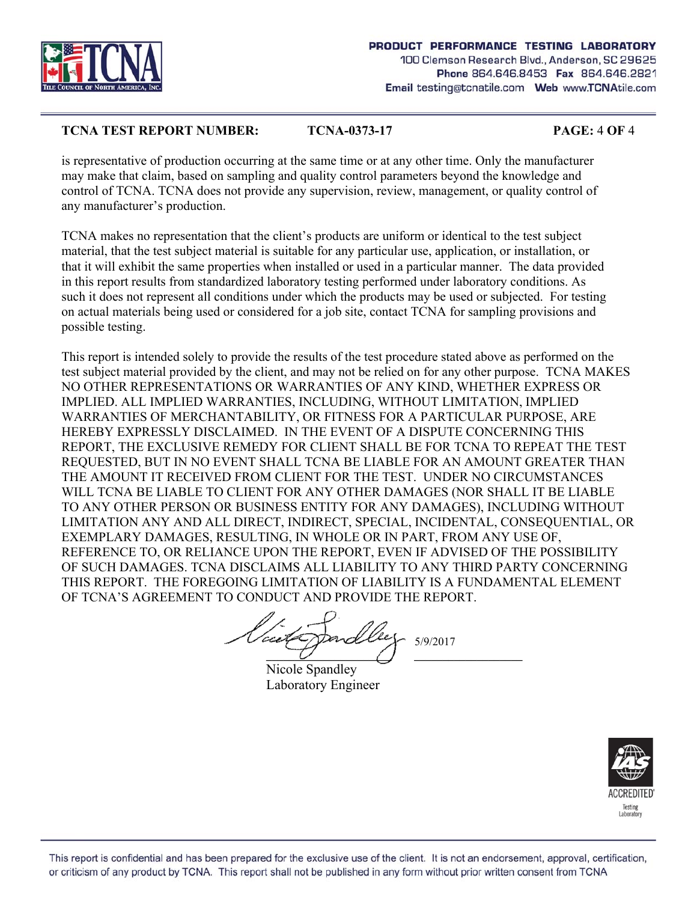is representative of production occurring at the same time or at any other time. Only the manufacturer may make that claim, based on sampling and quality control parameters beyond the knowledge and control of TCNA. TCNA does not provide any supervision, review, management, or quality control of any manufacturer's production.

TCNA makes no representation that the client's products are uniform or identical to the test subject material, that the test subject material is suitable for any particular use, application, or installation, or that it will exhibit the same properties when installed or used in a particular manner. The data provided in this report results from standardized laboratory testing performed under laboratory conditions. As such it does not represent all conditions under which the products may be used or subjected. For testing on actual materials being used or considered for a job site, contact TCNA for sampling provisions and possible testing.

This report is intended solely to provide the results of the test procedure stated above as performed on the test subject material provided by the client, and may not be relied on for any other purpose. TCNA MAKES NO OTHER REPRESENTATIONS OR WARRANTIES OF ANY KIND, WHETHER EXPRESS OR IMPLIED. ALL IMPLIED WARRANTIES, INCLUDING, WITHOUT LIMITATION, IMPLIED WARRANTIES OF MERCHANTABILITY, OR FITNESS FOR A PARTICULAR PURPOSE, ARE HEREBY EXPRESSLY DISCLAIMED. IN THE EVENT OF A DISPUTE CONCERNING THIS REPORT, THE EXCLUSIVE REMEDY FOR CLIENT SHALL BE FOR TCNA TO REPEAT THE TEST REQUESTED, BUT IN NO EVENT SHALL TCNA BE LIABLE FOR AN AMOUNT GREATER THAN THE AMOUNT IT RECEIVED FROM CLIENT FOR THE TEST. UNDER NO CIRCUMSTANCES WILL TCNA BE LIABLE TO CLIENT FOR ANY OTHER DAMAGES (NOR SHALL IT BE LIABLE TO ANY OTHER PERSON OR BUSINESS ENTITY FOR ANY DAMAGES), INCLUDING WITHOUT LIMITATION ANY AND ALL DIRECT, INDIRECT, SPECIAL, INCIDENTAL, CONSEQUENTIAL, OR EXEMPLARY DAMAGES, RESULTING, IN WHOLE OR IN PART, FROM ANY USE OF, REFERENCE TO, OR RELIANCE UPON THE REPORT, EVEN IF ADVISED OF THE POSSIBILITY OF SUCH DAMAGES. TCNA DISCLAIMS ALL LIABILITY TO ANY THIRD PARTY CONCERNING THIS REPORT. THE FOREGOING LIMITATION OF LIABILITY IS A FUNDAMENTAL ELEMENT OF TCNA'S AGREEMENT TO CONDUCT AND PROVIDE THE REPORT.

5/9/2017

Nicole Spandley
Laboratory Engineer

This report is confidential and has been prepared for the exclusive use of the client. It is not an endorsement, approval, certification, or criticism of any product by TCNA. This report shall not be published in any form without prior written consent from TCNA